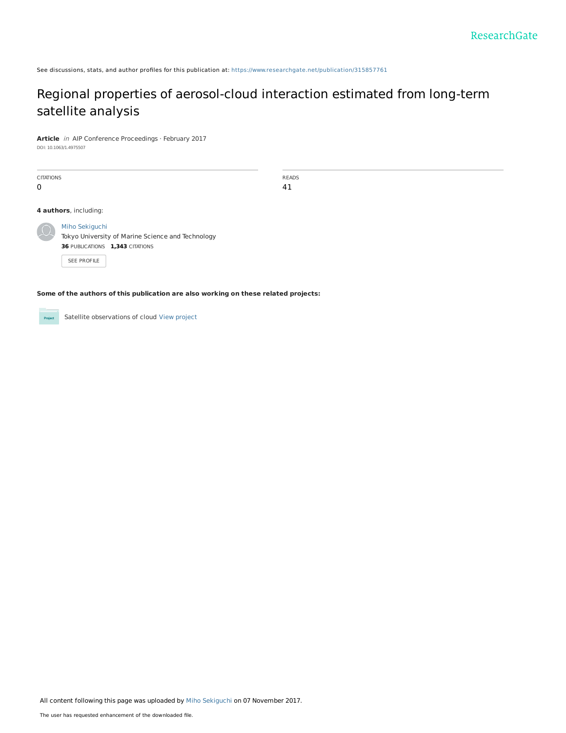See discussions, stats, and author profiles for this publication at: https://www.researchgate.net/publication/315857761

# Regional properties of aerosol-cloud interaction estimated from long-term satellite analysis

**Article** *in* AIP Conference Proceedings · February 2017

DOI: 10.1063/1.4975507

| CITATIONS | READS |
|---|---|
| 0 | 41 |

**4 authors**, including:

Miho Sekiguchi
Tokyo University of Marine Science and Technology
**36** PUBLICATIONS **1,343** CITATIONS

SEE PROFILE

**Some of the authors of this publication are also working on these related projects:**

Satellite observations of cloud View project

All content following this page was uploaded by Miho Sekiguchi on 07 November 2017.

The user has requested enhancement of the downloaded file.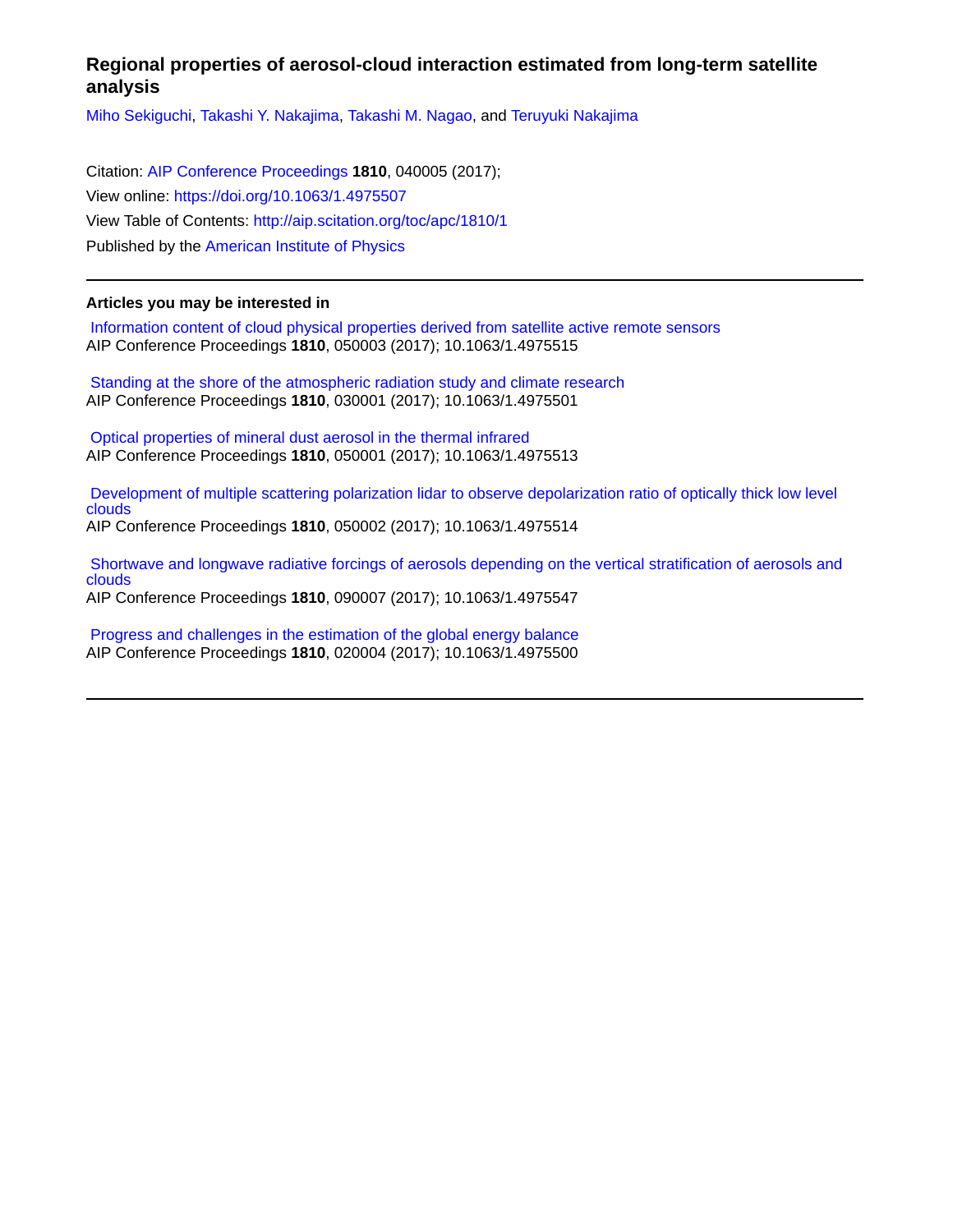# Regional properties of aerosol-cloud interaction estimated from long-term satellite analysis

Miho Sekiguchi, Takashi Y. Nakajima, Takashi M. Nagao, and Teruyuki Nakajima

Citation: AIP Conference Proceedings **1810**, 040005 (2017);
View online: https://doi.org/10.1063/1.4975507
View Table of Contents: http://aip.scitation.org/toc/apc/1810/1
Published by the American Institute of Physics

---

## Articles you may be interested in

Information content of cloud physical properties derived from satellite active remote sensors
AIP Conference Proceedings **1810**, 050003 (2017); 10.1063/1.4975515

Standing at the shore of the atmospheric radiation study and climate research
AIP Conference Proceedings **1810**, 030001 (2017); 10.1063/1.4975501

Optical properties of mineral dust aerosol in the thermal infrared
AIP Conference Proceedings **1810**, 050001 (2017); 10.1063/1.4975513

Development of multiple scattering polarization lidar to observe depolarization ratio of optically thick low level clouds
AIP Conference Proceedings **1810**, 050002 (2017); 10.1063/1.4975514

Shortwave and longwave radiative forcings of aerosols depending on the vertical stratification of aerosols and clouds
AIP Conference Proceedings **1810**, 090007 (2017); 10.1063/1.4975547

Progress and challenges in the estimation of the global energy balance
AIP Conference Proceedings **1810**, 020004 (2017); 10.1063/1.4975500

---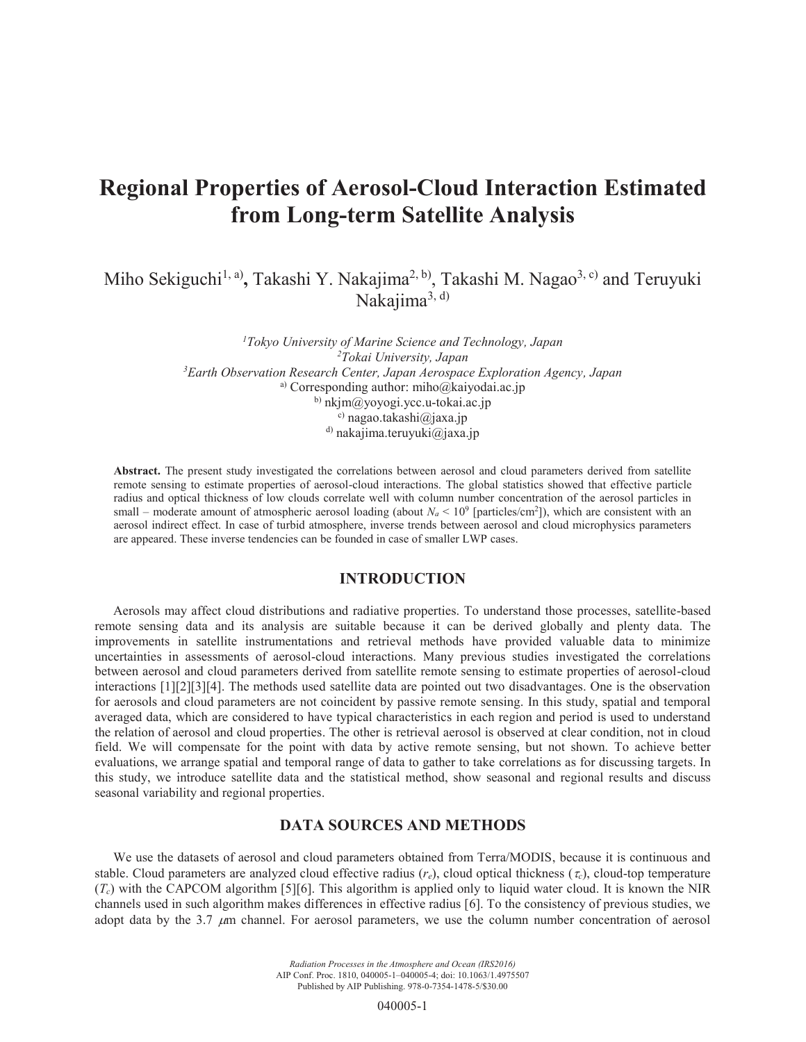# Regional Properties of Aerosol-Cloud Interaction Estimated from Long-term Satellite Analysis

Miho Sekiguchi[1, a)], Takashi Y. Nakajima[2, b)], Takashi M. Nagao[3, c)] and Teruyuki Nakajima[3, d)]

[1]*Tokyo University of Marine Science and Technology, Japan*
[2]*Tokai University, Japan*
[3]*Earth Observation Research Center, Japan Aerospace Exploration Agency, Japan*

[a)] Corresponding author: miho@kaiyodai.ac.jp
[b)] nkjm@yoyogi.ycc.u-tokai.ac.jp
[c)] nagao.takashi@jaxa.jp
[d)] nakajima.teruyuki@jaxa.jp

**Abstract.** The present study investigated the correlations between aerosol and cloud parameters derived from satellite remote sensing to estimate properties of aerosol-cloud interactions. The global statistics showed that effective particle radius and optical thickness of low clouds correlate well with column number concentration of the aerosol particles in small – moderate amount of atmospheric aerosol loading (about $N_a < 10^9$ [particles/cm$^2$]), which are consistent with an aerosol indirect effect. In case of turbid atmosphere, inverse trends between aerosol and cloud microphysics parameters are appeared. These inverse tendencies can be founded in case of smaller LWP cases.

## INTRODUCTION

Aerosols may affect cloud distributions and radiative properties. To understand those processes, satellite-based remote sensing data and its analysis are suitable because it can be derived globally and plenty data. The improvements in satellite instrumentations and retrieval methods have provided valuable data to minimize uncertainties in assessments of aerosol-cloud interactions. Many previous studies investigated the correlations between aerosol and cloud parameters derived from satellite remote sensing to estimate properties of aerosol-cloud interactions [1][2][3][4]. The methods used satellite data are pointed out two disadvantages. One is the observation for aerosols and cloud parameters are not coincident by passive remote sensing. In this study, spatial and temporal averaged data, which are considered to have typical characteristics in each region and period is used to understand the relation of aerosol and cloud properties. The other is retrieval aerosol is observed at clear condition, not in cloud field. We will compensate for the point with data by active remote sensing, but not shown. To achieve better evaluations, we arrange spatial and temporal range of data to gather to take correlations as for discussing targets. In this study, we introduce satellite data and the statistical method, show seasonal and regional results and discuss seasonal variability and regional properties.

## DATA SOURCES AND METHODS

We use the datasets of aerosol and cloud parameters obtained from Terra/MODIS, because it is continuous and stable. Cloud parameters are analyzed cloud effective radius ($r_e$), cloud optical thickness ($\tau_c$), cloud-top temperature ($T_c$) with the CAPCOM algorithm [5][6]. This algorithm is applied only to liquid water cloud. It is known the NIR channels used in such algorithm makes differences in effective radius [6]. To the consistency of previous studies, we adopt data by the 3.7 $\mu$m channel. For aerosol parameters, we use the column number concentration of aerosol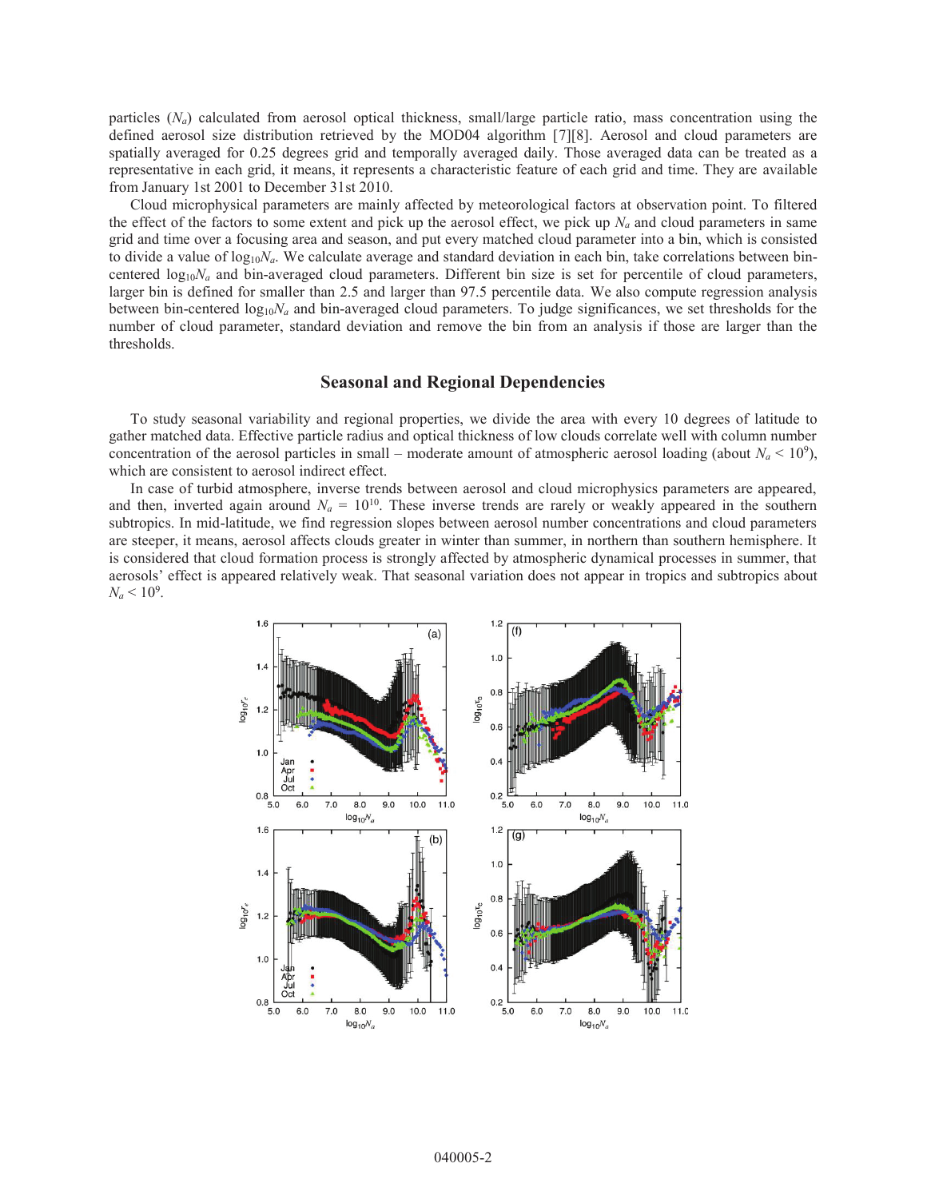particles ($N_a$) calculated from aerosol optical thickness, small/large particle ratio, mass concentration using the defined aerosol size distribution retrieved by the MOD04 algorithm [7][8]. Aerosol and cloud parameters are spatially averaged for 0.25 degrees grid and temporally averaged daily. Those averaged data can be treated as a representative in each grid, it means, it represents a characteristic feature of each grid and time. They are available from January 1st 2001 to December 31st 2010.

Cloud microphysical parameters are mainly affected by meteorological factors at observation point. To filtered the effect of the factors to some extent and pick up the aerosol effect, we pick up $N_a$ and cloud parameters in same grid and time over a focusing area and season, and put every matched cloud parameter into a bin, which is consisted to divide a value of $\log_{10}N_a$. We calculate average and standard deviation in each bin, take correlations between bin-centered $\log_{10}N_a$ and bin-averaged cloud parameters. Different bin size is set for percentile of cloud parameters, larger bin is defined for smaller than 2.5 and larger than 97.5 percentile data. We also compute regression analysis between bin-centered $\log_{10}N_a$ and bin-averaged cloud parameters. To judge significances, we set thresholds for the number of cloud parameter, standard deviation and remove the bin from an analysis if those are larger than the thresholds.

## Seasonal and Regional Dependencies

To study seasonal variability and regional properties, we divide the area with every 10 degrees of latitude to gather matched data. Effective particle radius and optical thickness of low clouds correlate well with column number concentration of the aerosol particles in small – moderate amount of atmospheric aerosol loading (about $N_a < 10^9$), which are consistent to aerosol indirect effect.

In case of turbid atmosphere, inverse trends between aerosol and cloud microphysics parameters are appeared, and then, inverted again around $N_a = 10^{10}$. These inverse trends are rarely or weakly appeared in the southern subtropics. In mid-latitude, we find regression slopes between aerosol number concentrations and cloud parameters are steeper, it means, aerosol affects clouds greater in winter than summer, in northern than southern hemisphere. It is considered that cloud formation process is strongly affected by atmospheric dynamical processes in summer, that aerosols' effect is appeared relatively weak. That seasonal variation does not appear in tropics and subtropics about $N_a < 10^9$.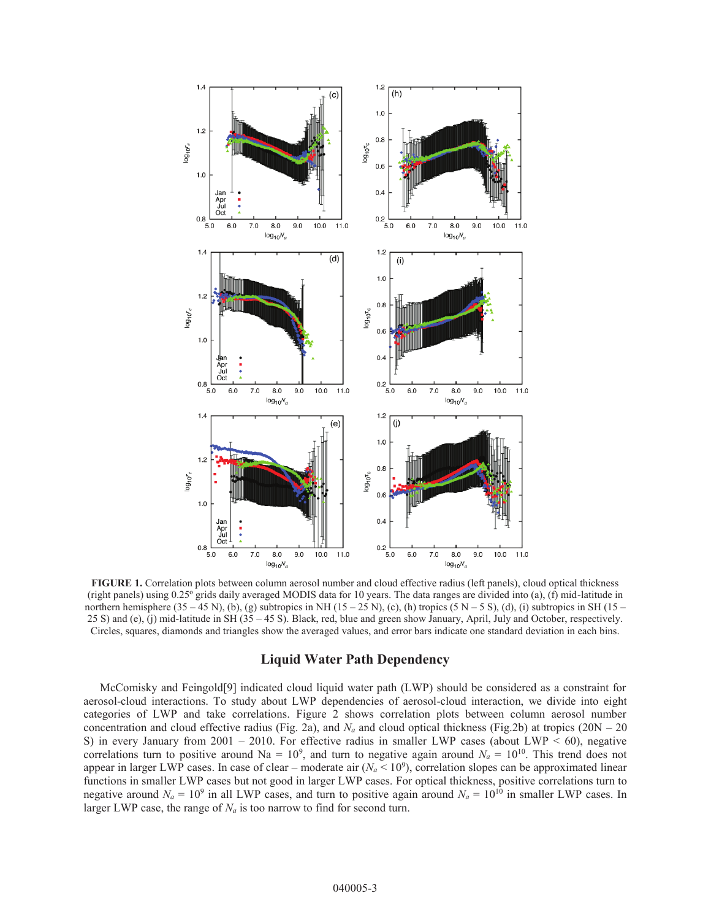**FIGURE 1.** Correlation plots between column aerosol number and cloud effective radius (left panels), cloud optical thickness (right panels) using 0.25° grids daily averaged MODIS data for 10 years. The data ranges are divided into (a), (f) mid-latitude in northern hemisphere (35 – 45 N), (b), (g) subtropics in NH (15 – 25 N), (c), (h) tropics (5 N – 5 S), (d), (i) subtropics in SH (15 – 25 S) and (e), (j) mid-latitude in SH (35 – 45 S). Black, red, blue and green show January, April, July and October, respectively. Circles, squares, diamonds and triangles show the averaged values, and error bars indicate one standard deviation in each bins.

## Liquid Water Path Dependency

McComisky and Feingold[9] indicated cloud liquid water path (LWP) should be considered as a constraint for aerosol-cloud interactions. To study about LWP dependencies of aerosol-cloud interaction, we divide into eight categories of LWP and take correlations. Figure 2 shows correlation plots between column aerosol number concentration and cloud effective radius (Fig. 2a), and $N_a$ and cloud optical thickness (Fig.2b) at tropics (20N – 20 S) in every January from 2001 – 2010. For effective radius in smaller LWP cases (about LWP < 60), negative correlations turn to positive around Na = $10^9$, and turn to negative again around $N_a$ = $10^{10}$. This trend does not appear in larger LWP cases. In case of clear – moderate air ($N_a$ < $10^9$), correlation slopes can be approximated linear functions in smaller LWP cases but not good in larger LWP cases. For optical thickness, positive correlations turn to negative around $N_a$ = $10^9$ in all LWP cases, and turn to positive again around $N_a$ = $10^{10}$ in smaller LWP cases. In larger LWP case, the range of $N_a$ is too narrow to find for second turn.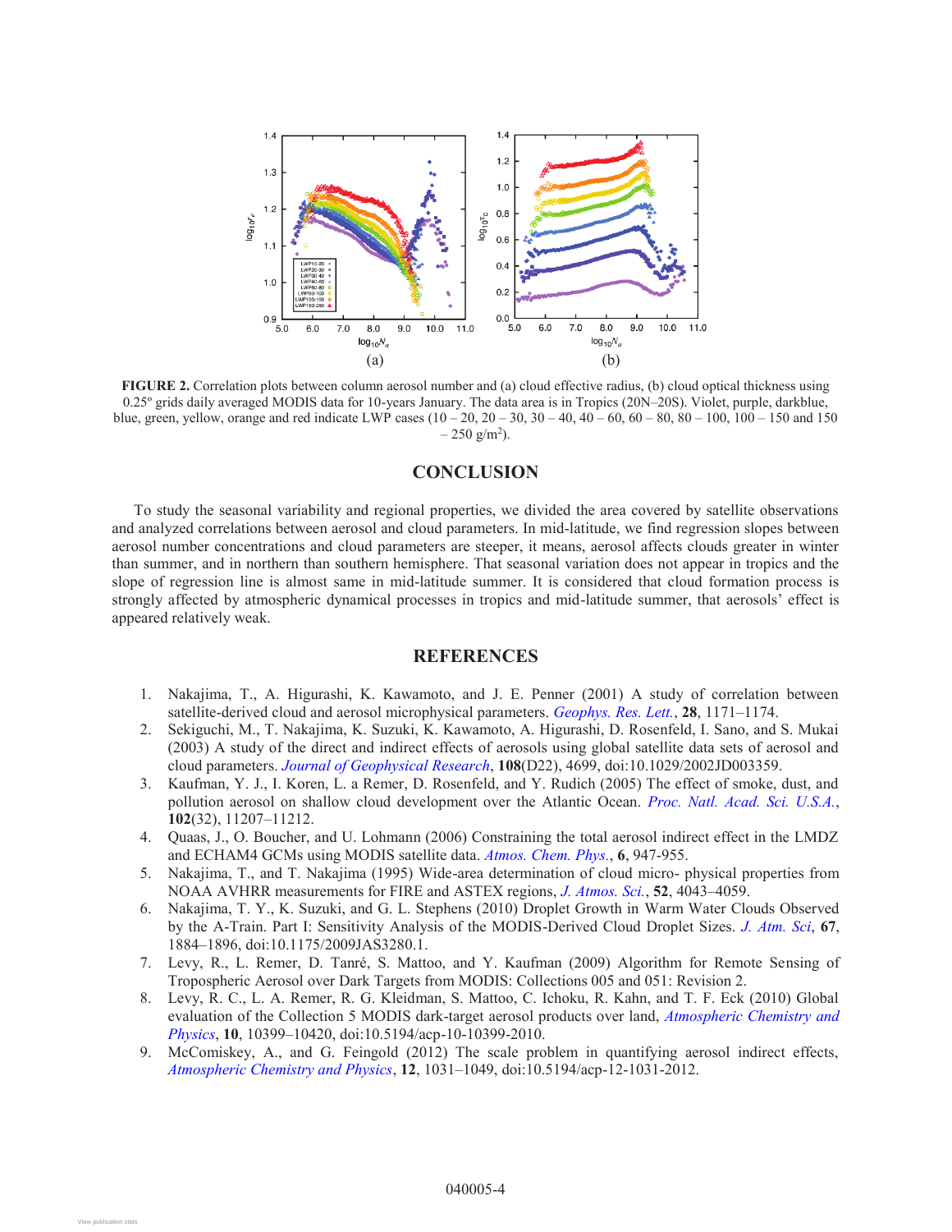1.4

1.3

1.2

1.1

1.0

0.9

5.0 6.0 7.0 8.0 9.0 10.0 11.0

$\log_{10} r_e$

$\log_{10} N_a$

LWP10-20
LWP20-30
LWP30-40
LWP40-60
LWP60-80
LWP80-100
LWP100-150
LWP150-250

(a)

1.4

1.2

1.0

0.8

0.6

0.4

0.2

0.0

5.0 6.0 7.0 8.0 9.0 10.0 11.0

$\log_{10} \tau_c$

$\log_{10} N_a$

(b)

**FIGURE 2.** Correlation plots between column aerosol number and (a) cloud effective radius, (b) cloud optical thickness using 0.25º grids daily averaged MODIS data for 10-years January. The data area is in Tropics (20N–20S). Violet, purple, darkblue, blue, green, yellow, orange and red indicate LWP cases (10 – 20, 20 – 30, 30 – 40, 40 – 60, 60 – 80, 80 – 100, 100 – 150 and 150 – 250 g/m$^2$).

## CONCLUSION

To study the seasonal variability and regional properties, we divided the area covered by satellite observations and analyzed correlations between aerosol and cloud parameters. In mid-latitude, we find regression slopes between aerosol number concentrations and cloud parameters are steeper, it means, aerosol affects clouds greater in winter than summer, and in northern than southern hemisphere. That seasonal variation does not appear in tropics and the slope of regression line is almost same in mid-latitude summer. It is considered that cloud formation process is strongly affected by atmospheric dynamical processes in tropics and mid-latitude summer, that aerosols' effect is appeared relatively weak.

## REFERENCES

1. Nakajima, T., A. Higurashi, K. Kawamoto, and J. E. Penner (2001) A study of correlation between satellite-derived cloud and aerosol microphysical parameters. *Geophys. Res. Lett.*, **28**, 1171–1174.
2. Sekiguchi, M., T. Nakajima, K. Suzuki, K. Kawamoto, A. Higurashi, D. Rosenfeld, I. Sano, and S. Mukai (2003) A study of the direct and indirect effects of aerosols using global satellite data sets of aerosol and cloud parameters. *Journal of Geophysical Research*, **108**(D22), 4699, doi:10.1029/2002JD003359.
3. Kaufman, Y. J., I. Koren, L. a Remer, D. Rosenfeld, and Y. Rudich (2005) The effect of smoke, dust, and pollution aerosol on shallow cloud development over the Atlantic Ocean. *Proc. Natl. Acad. Sci. U.S.A.*, **102**(32), 11207–11212.
4. Quaas, J., O. Boucher, and U. Lohmann (2006) Constraining the total aerosol indirect effect in the LMDZ and ECHAM4 GCMs using MODIS satellite data. *Atmos. Chem. Phys.*, **6**, 947-955.
5. Nakajima, T., and T. Nakajima (1995) Wide-area determination of cloud micro- physical properties from NOAA AVHRR measurements for FIRE and ASTEX regions, *J. Atmos. Sci.*, **52**, 4043–4059.
6. Nakajima, T. Y., K. Suzuki, and G. L. Stephens (2010) Droplet Growth in Warm Water Clouds Observed by the A-Train. Part I: Sensitivity Analysis of the MODIS-Derived Cloud Droplet Sizes. *J. Atm. Sci*, **67**, 1884–1896, doi:10.1175/2009JAS3280.1.
7. Levy, R., L. Remer, D. Tanré, S. Mattoo, and Y. Kaufman (2009) Algorithm for Remote Sensing of Tropospheric Aerosol over Dark Targets from MODIS: Collections 005 and 051: Revision 2.
8. Levy, R. C., L. A. Remer, R. G. Kleidman, S. Mattoo, C. Ichoku, R. Kahn, and T. F. Eck (2010) Global evaluation of the Collection 5 MODIS dark-target aerosol products over land, *Atmospheric Chemistry and Physics*, **10**, 10399–10420, doi:10.5194/acp-10-10399-2010.
9. McComiskey, A., and G. Feingold (2012) The scale problem in quantifying aerosol indirect effects, *Atmospheric Chemistry and Physics*, **12**, 1031–1049, doi:10.5194/acp-12-1031-2012.